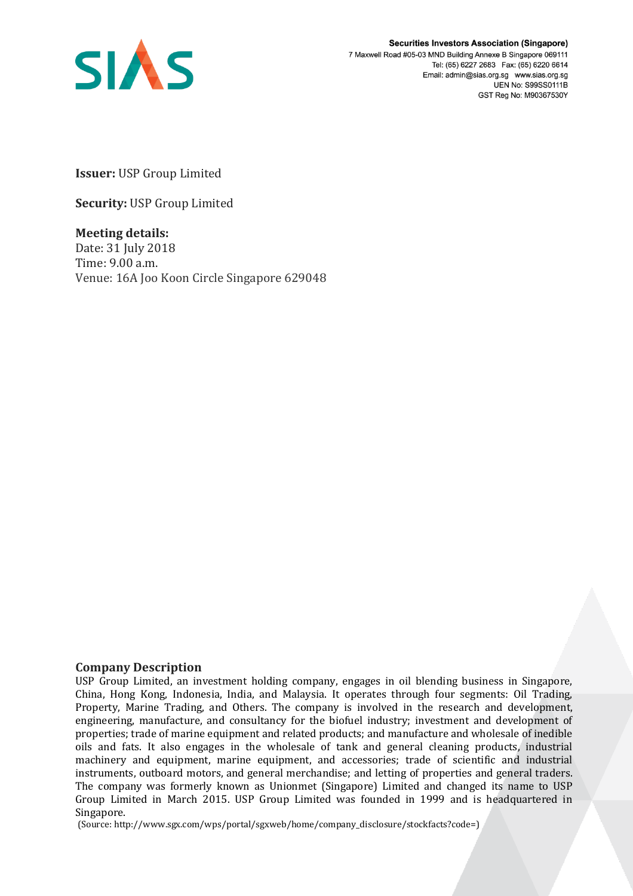**Securities Investors Association (Singapore)**
7 Maxwell Road #05-03 MND Building Annexe B Singapore 069111
Tel: (65) 6227 2683 Fax: (65) 6220 6614
Email: admin@sias.org.sg www.sias.org.sg
UEN No: S99SS0111B
GST Reg No: M90367530Y

**Issuer:** USP Group Limited

**Security:** USP Group Limited

**Meeting details:**
Date: 31 July 2018
Time: 9.00 a.m.
Venue: 16A Joo Koon Circle Singapore 629048

## Company Description

USP Group Limited, an investment holding company, engages in oil blending business in Singapore, China, Hong Kong, Indonesia, India, and Malaysia. It operates through four segments: Oil Trading, Property, Marine Trading, and Others. The company is involved in the research and development, engineering, manufacture, and consultancy for the biofuel industry; investment and development of properties; trade of marine equipment and related products; and manufacture and wholesale of inedible oils and fats. It also engages in the wholesale of tank and general cleaning products, industrial machinery and equipment, marine equipment, and accessories; trade of scientific and industrial instruments, outboard motors, and general merchandise; and letting of properties and general traders. The company was formerly known as Unionmet (Singapore) Limited and changed its name to USP Group Limited in March 2015. USP Group Limited was founded in 1999 and is headquartered in Singapore.

(Source: http://www.sgx.com/wps/portal/sgxweb/home/company_disclosure/stockfacts?code=)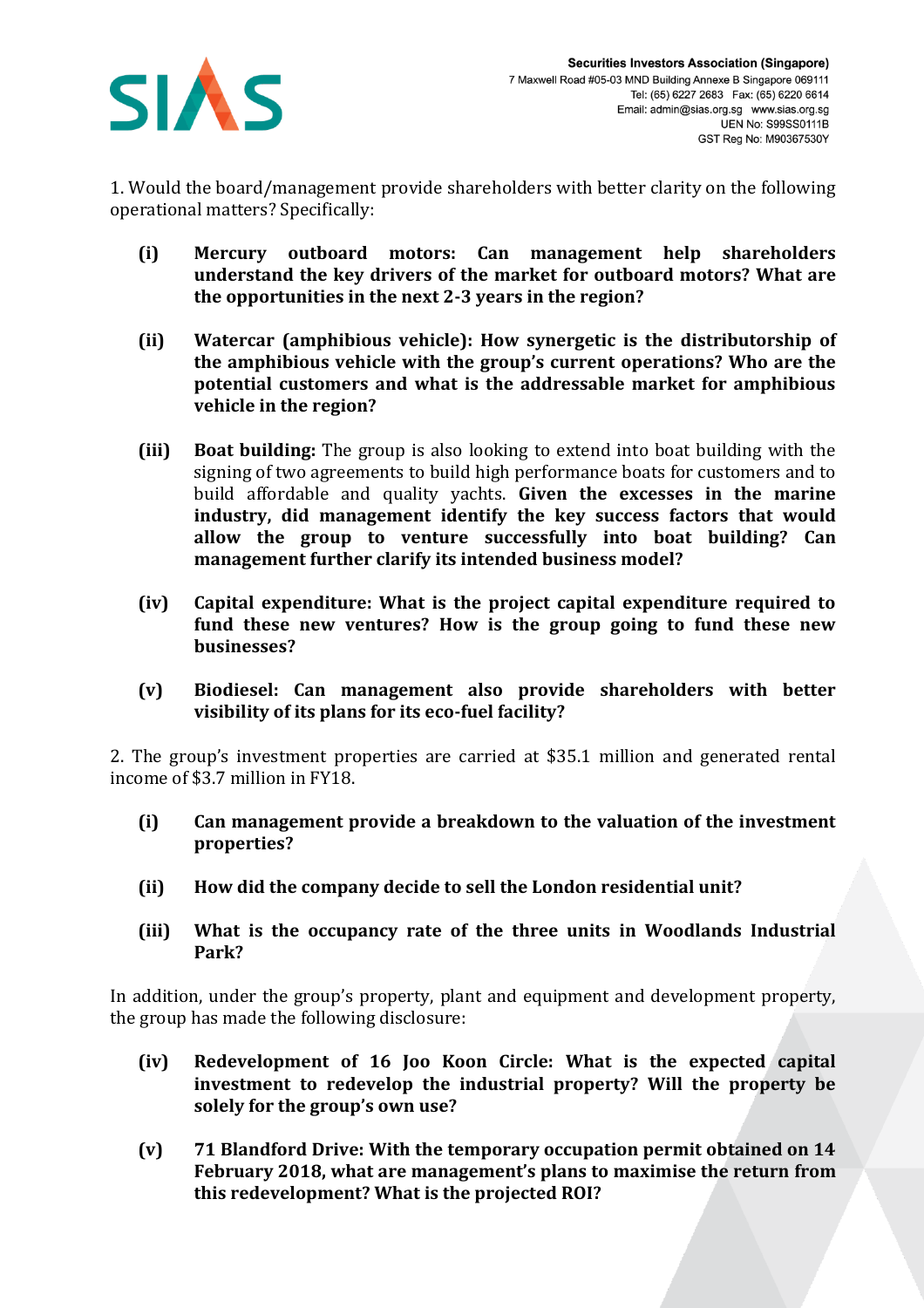1. Would the board/management provide shareholders with better clarity on the following operational matters? Specifically:

- **(i) Mercury outboard motors: Can management help shareholders understand the key drivers of the market for outboard motors? What are the opportunities in the next 2-3 years in the region?**

- **(ii) Watercar (amphibious vehicle): How synergetic is the distributorship of the amphibious vehicle with the group's current operations? Who are the potential customers and what is the addressable market for amphibious vehicle in the region?**

- **(iii) Boat building:** The group is also looking to extend into boat building with the signing of two agreements to build high performance boats for customers and to build affordable and quality yachts. **Given the excesses in the marine industry, did management identify the key success factors that would allow the group to venture successfully into boat building? Can management further clarify its intended business model?**

- **(iv) Capital expenditure: What is the project capital expenditure required to fund these new ventures? How is the group going to fund these new businesses?**

- **(v) Biodiesel: Can management also provide shareholders with better visibility of its plans for its eco-fuel facility?**

2. The group's investment properties are carried at $35.1 million and generated rental income of $3.7 million in FY18.

- **(i) Can management provide a breakdown to the valuation of the investment properties?**

- **(ii) How did the company decide to sell the London residential unit?**

- **(iii) What is the occupancy rate of the three units in Woodlands Industrial Park?**

In addition, under the group's property, plant and equipment and development property, the group has made the following disclosure:

- **(iv) Redevelopment of 16 Joo Koon Circle: What is the expected capital investment to redevelop the industrial property? Will the property be solely for the group's own use?**

- **(v) 71 Blandford Drive: With the temporary occupation permit obtained on 14 February 2018, what are management's plans to maximise the return from this redevelopment? What is the projected ROI?**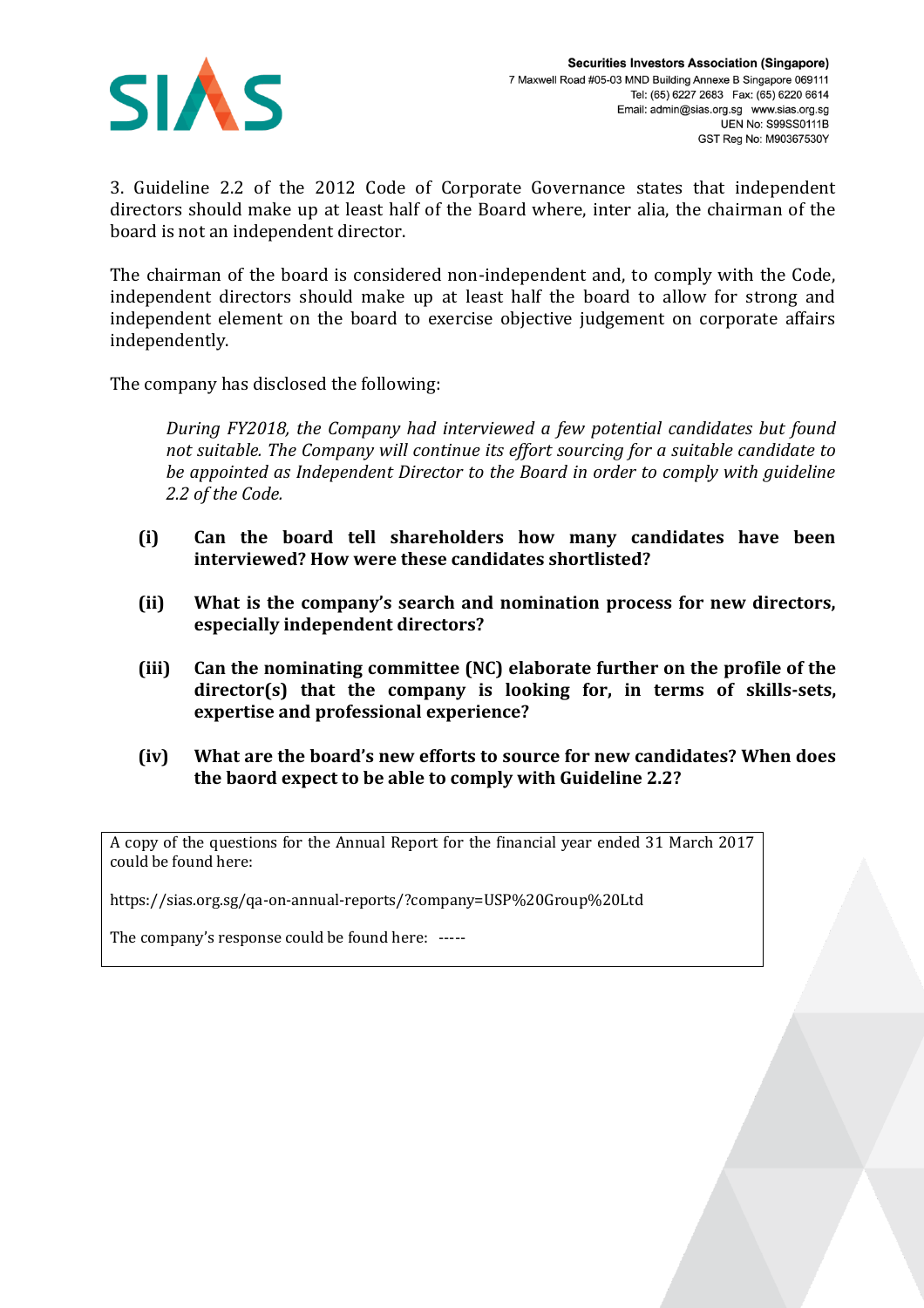3. Guideline 2.2 of the 2012 Code of Corporate Governance states that independent directors should make up at least half of the Board where, inter alia, the chairman of the board is not an independent director.

The chairman of the board is considered non-independent and, to comply with the Code, independent directors should make up at least half the board to allow for strong and independent element on the board to exercise objective judgement on corporate affairs independently.

The company has disclosed the following:

> *During FY2018, the Company had interviewed a few potential candidates but found not suitable. The Company will continue its effort sourcing for a suitable candidate to be appointed as Independent Director to the Board in order to comply with guideline 2.2 of the Code.*

**(i) Can the board tell shareholders how many candidates have been interviewed? How were these candidates shortlisted?**

**(ii) What is the company's search and nomination process for new directors, especially independent directors?**

**(iii) Can the nominating committee (NC) elaborate further on the profile of the director(s) that the company is looking for, in terms of skills-sets, expertise and professional experience?**

**(iv) What are the board's new efforts to source for new candidates? When does the baord expect to be able to comply with Guideline 2.2?**

---

A copy of the questions for the Annual Report for the financial year ended 31 March 2017 could be found here:

https://sias.org.sg/qa-on-annual-reports/?company=USP%20Group%20Ltd

The company's response could be found here: -----